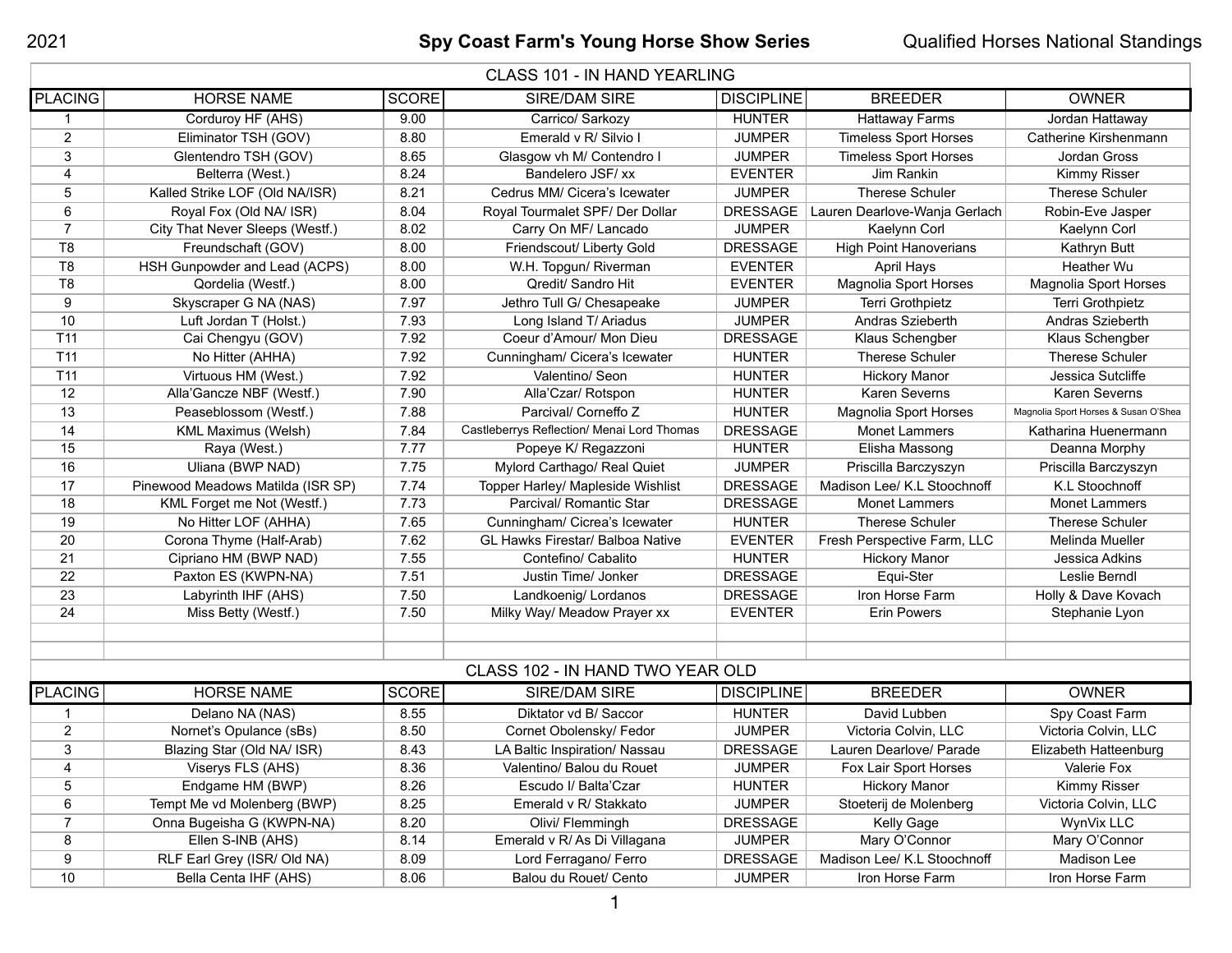2021 **Spy Coast Farm's Young Horse Show Series** Qualified Horses National Standings

## CLASS 101 - IN HAND YEARLING

| PLACING | HORSE NAME | SCORE | SIRE/DAM SIRE | DISCIPLINE | BREEDER | OWNER |
|---|---|---|---|---|---|---|
| 1 | Corduroy HF (AHS) | 9.00 | Carrico/ Sarkozy | HUNTER | Hattaway Farms | Jordan Hattaway |
| 2 | Eliminator TSH (GOV) | 8.80 | Emerald v R/ Silvio I | JUMPER | Timeless Sport Horses | Catherine Kirshenmann |
| 3 | Glentendro TSH (GOV) | 8.65 | Glasgow vh M/ Contendro I | JUMPER | Timeless Sport Horses | Jordan Gross |
| 4 | Belterra (West.) | 8.24 | Bandelero JSF/ xx | EVENTER | Jim Rankin | Kimmy Risser |
| 5 | Kalled Strike LOF (Old NA/ISR) | 8.21 | Cedrus MM/ Cicera's Icewater | JUMPER | Therese Schuler | Therese Schuler |
| 6 | Royal Fox (Old NA/ ISR) | 8.04 | Royal Tourmalet SPF/ Der Dollar | DRESSAGE | Lauren Dearlove-Wanja Gerlach | Robin-Eve Jasper |
| 7 | City That Never Sleeps (Westf.) | 8.02 | Carry On MF/ Lancado | JUMPER | Kaelynn Corl | Kaelynn Corl |
| T8 | Freundschaft (GOV) | 8.00 | Friendscout/ Liberty Gold | DRESSAGE | High Point Hanoverians | Kathryn Butt |
| T8 | HSH Gunpowder and Lead (ACPS) | 8.00 | W.H. Topgun/ Riverman | EVENTER | April Hays | Heather Wu |
| T8 | Qordelia (Westf.) | 8.00 | Qredit/ Sandro Hit | EVENTER | Magnolia Sport Horses | Magnolia Sport Horses |
| 9 | Skyscraper G NA (NAS) | 7.97 | Jethro Tull G/ Chesapeake | JUMPER | Terri Grothpietz | Terri Grothpietz |
| 10 | Luft Jordan T (Holst.) | 7.93 | Long Island T/ Ariadus | JUMPER | Andras Szieberth | Andras Szieberth |
| T11 | Cai Chengyu (GOV) | 7.92 | Coeur d'Amour/ Mon Dieu | DRESSAGE | Klaus Schengber | Klaus Schengber |
| T11 | No Hitter (AHHA) | 7.92 | Cunningham/ Cicera's Icewater | HUNTER | Therese Schuler | Therese Schuler |
| T11 | Virtuous HM (West.) | 7.92 | Valentino/ Seon | HUNTER | Hickory Manor | Jessica Sutcliffe |
| 12 | Alla'Gancze NBF (Westf.) | 7.90 | Alla'Czar/ Rotspon | HUNTER | Karen Severns | Karen Severns |
| 13 | Peaseblossom (Westf.) | 7.88 | Parcival/ Corneffo Z | HUNTER | Magnolia Sport Horses | Magnolia Sport Horses & Susan O'Shea |
| 14 | KML Maximus (Welsh) | 7.84 | Castleberrys Reflection/ Menai Lord Thomas | DRESSAGE | Monet Lammers | Katharina Huenermann |
| 15 | Raya (West.) | 7.77 | Popeye K/ Regazzoni | HUNTER | Elisha Massong | Deanna Morphy |
| 16 | Uliana (BWP NAD) | 7.75 | Mylord Carthago/ Real Quiet | JUMPER | Priscilla Barczyszyn | Priscilla Barczyszyn |
| 17 | Pinewood Meadows Matilda (ISR SP) | 7.74 | Topper Harley/ Mapleside Wishlist | DRESSAGE | Madison Lee/ K.L Stoochnoff | K.L Stoochnoff |
| 18 | KML Forget me Not (Westf.) | 7.73 | Parcival/ Romantic Star | DRESSAGE | Monet Lammers | Monet Lammers |
| 19 | No Hitter LOF (AHHA) | 7.65 | Cunningham/ Cicrea's Icewater | HUNTER | Therese Schuler | Therese Schuler |
| 20 | Corona Thyme (Half-Arab) | 7.62 | GL Hawks Firestar/ Balboa Native | EVENTER | Fresh Perspective Farm, LLC | Melinda Mueller |
| 21 | Cipriano HM (BWP NAD) | 7.55 | Contefino/ Cabalito | HUNTER | Hickory Manor | Jessica Adkins |
| 22 | Paxton ES (KWPN-NA) | 7.51 | Justin Time/ Jonker | DRESSAGE | Equi-Ster | Leslie Berndl |
| 23 | Labyrinth IHF (AHS) | 7.50 | Landkoenig/ Lordanos | DRESSAGE | Iron Horse Farm | Holly & Dave Kovach |
| 24 | Miss Betty (Westf.) | 7.50 | Milky Way/ Meadow Prayer xx | EVENTER | Erin Powers | Stephanie Lyon |

## CLASS 102 - IN HAND TWO YEAR OLD

| PLACING | HORSE NAME | SCORE | SIRE/DAM SIRE | DISCIPLINE | BREEDER | OWNER |
|---|---|---|---|---|---|---|
| 1 | Delano NA (NAS) | 8.55 | Diktator vd B/ Saccor | HUNTER | David Lubben | Spy Coast Farm |
| 2 | Nornet's Opulance (sBs) | 8.50 | Cornet Obolensky/ Fedor | JUMPER | Victoria Colvin, LLC | Victoria Colvin, LLC |
| 3 | Blazing Star (Old NA/ ISR) | 8.43 | LA Baltic Inspiration/ Nassau | DRESSAGE | Lauren Dearlove/ Parade | Elizabeth Hatteenburg |
| 4 | Viserys FLS (AHS) | 8.36 | Valentino/ Balou du Rouet | JUMPER | Fox Lair Sport Horses | Valerie Fox |
| 5 | Endgame HM (BWP) | 8.26 | Escudo I/ Balta'Czar | HUNTER | Hickory Manor | Kimmy Risser |
| 6 | Tempt Me vd Molenberg (BWP) | 8.25 | Emerald v R/ Stakkato | JUMPER | Stoeterij de Molenberg | Victoria Colvin, LLC |
| 7 | Onna Bugeisha G (KWPN-NA) | 8.20 | Olivi/ Flemmingh | DRESSAGE | Kelly Gage | WynVix LLC |
| 8 | Ellen S-INB (AHS) | 8.14 | Emerald v R/ As Di Villagana | JUMPER | Mary O'Connor | Mary O'Connor |
| 9 | RLF Earl Grey (ISR/ Old NA) | 8.09 | Lord Ferragano/ Ferro | DRESSAGE | Madison Lee/ K.L Stoochnoff | Madison Lee |
| 10 | Bella Centa IHF (AHS) | 8.06 | Balou du Rouet/ Cento | JUMPER | Iron Horse Farm | Iron Horse Farm |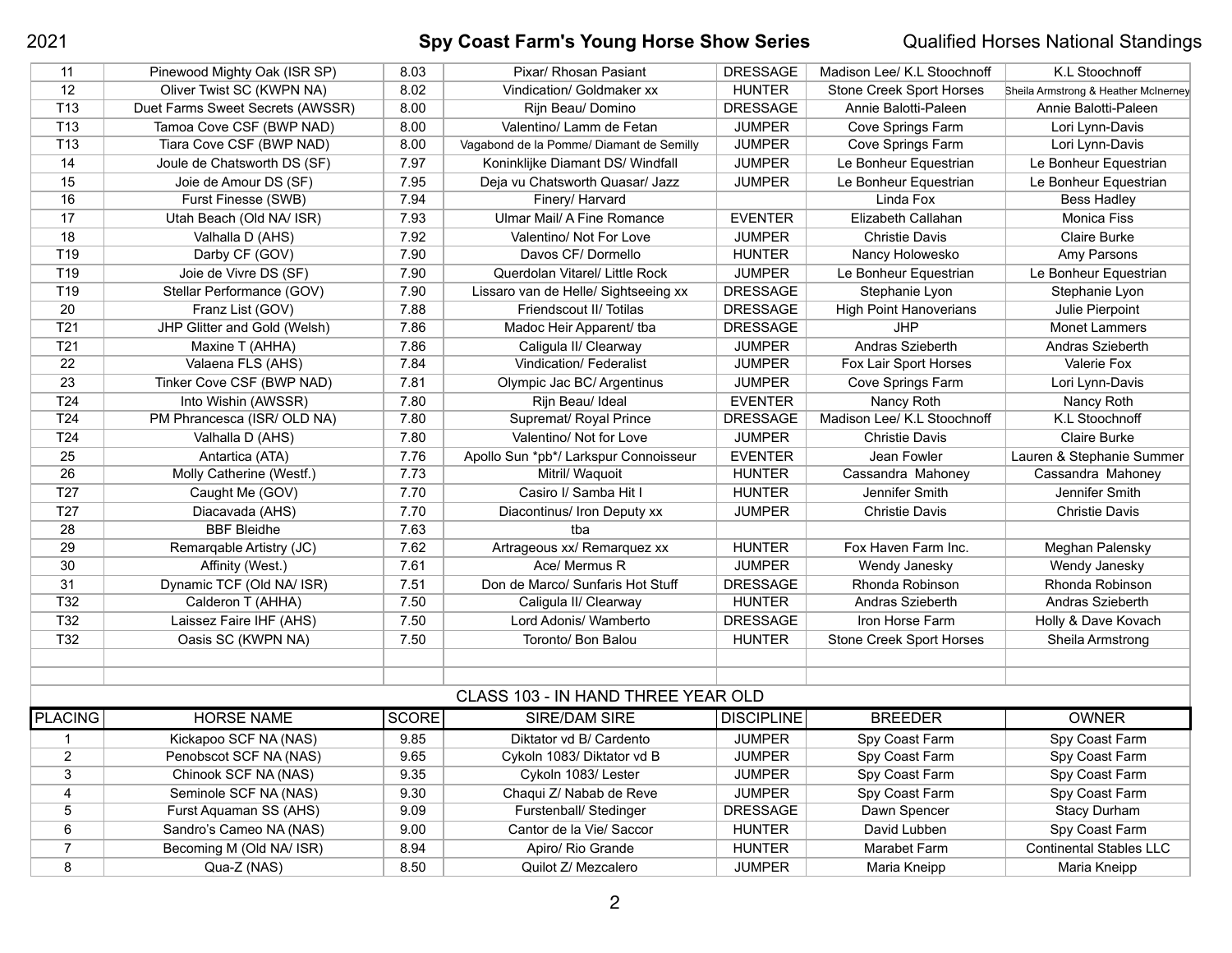| | | | | | | |
|---|---|---|---|---|---|---|
| 11 | Pinewood Mighty Oak (ISR SP) | 8.03 | Pixar/ Rhosan Pasiant | DRESSAGE | Madison Lee/ K.L Stoochnoff | K.L Stoochnoff |
| 12 | Oliver Twist SC (KWPN NA) | 8.02 | Vindication/ Goldmaker xx | HUNTER | Stone Creek Sport Horses | Sheila Armstrong & Heather McInerney |
| T13 | Duet Farms Sweet Secrets (AWSSR) | 8.00 | Rijn Beau/ Domino | DRESSAGE | Annie Balotti-Paleen | Annie Balotti-Paleen |
| T13 | Tamoa Cove CSF (BWP NAD) | 8.00 | Valentino/ Lamm de Fetan | JUMPER | Cove Springs Farm | Lori Lynn-Davis |
| T13 | Tiara Cove CSF (BWP NAD) | 8.00 | Vagabond de la Pomme/ Diamant de Semilly | JUMPER | Cove Springs Farm | Lori Lynn-Davis |
| 14 | Joule de Chatsworth DS (SF) | 7.97 | Koninklijke Diamant DS/ Windfall | JUMPER | Le Bonheur Equestrian | Le Bonheur Equestrian |
| 15 | Joie de Amour DS (SF) | 7.95 | Deja vu Chatsworth Quasar/ Jazz | JUMPER | Le Bonheur Equestrian | Le Bonheur Equestrian |
| 16 | Furst Finesse (SWB) | 7.94 | Finery/ Harvard | | Linda Fox | Bess Hadley |
| 17 | Utah Beach (Old NA/ ISR) | 7.93 | Ulmar Mail/ A Fine Romance | EVENTER | Elizabeth Callahan | Monica Fiss |
| 18 | Valhalla D (AHS) | 7.92 | Valentino/ Not For Love | JUMPER | Christie Davis | Claire Burke |
| T19 | Darby CF (GOV) | 7.90 | Davos CF/ Dormello | HUNTER | Nancy Holowesko | Amy Parsons |
| T19 | Joie de Vivre DS (SF) | 7.90 | Querdolan Vitarel/ Little Rock | JUMPER | Le Bonheur Equestrian | Le Bonheur Equestrian |
| T19 | Stellar Performance (GOV) | 7.90 | Lissaro van de Helle/ Sightseeing xx | DRESSAGE | Stephanie Lyon | Stephanie Lyon |
| 20 | Franz List (GOV) | 7.88 | Friendscout II/ Totilas | DRESSAGE | High Point Hanoverians | Julie Pierpoint |
| T21 | JHP Glitter and Gold (Welsh) | 7.86 | Madoc Heir Apparent/ tba | DRESSAGE | JHP | Monet Lammers |
| T21 | Maxine T (AHHA) | 7.86 | Caligula II/ Clearway | JUMPER | Andras Szieberth | Andras Szieberth |
| 22 | Valaena FLS (AHS) | 7.84 | Vindication/ Federalist | JUMPER | Fox Lair Sport Horses | Valerie Fox |
| 23 | Tinker Cove CSF (BWP NAD) | 7.81 | Olympic Jac BC/ Argentinus | JUMPER | Cove Springs Farm | Lori Lynn-Davis |
| T24 | Into Wishin (AWSSR) | 7.80 | Rijn Beau/ Ideal | EVENTER | Nancy Roth | Nancy Roth |
| T24 | PM Phrancesca (ISR/ OLD NA) | 7.80 | Supremat/ Royal Prince | DRESSAGE | Madison Lee/ K.L Stoochnoff | K.L Stoochnoff |
| T24 | Valhalla D (AHS) | 7.80 | Valentino/ Not for Love | JUMPER | Christie Davis | Claire Burke |
| 25 | Antartica (ATA) | 7.76 | Apollo Sun *pb*/ Larkspur Connoisseur | EVENTER | Jean Fowler | Lauren & Stephanie Summer |
| 26 | Molly Catherine (Westf.) | 7.73 | Mitril/ Waquoit | HUNTER | Cassandra Mahoney | Cassandra Mahoney |
| T27 | Caught Me (GOV) | 7.70 | Casiro I/ Samba Hit I | HUNTER | Jennifer Smith | Jennifer Smith |
| T27 | Diacavada (AHS) | 7.70 | Diacontinus/ Iron Deputy xx | JUMPER | Christie Davis | Christie Davis |
| 28 | BBF Bleidhe | 7.63 | tba | | | |
| 29 | Remarqable Artistry (JC) | 7.62 | Artrageous xx/ Remarquez xx | HUNTER | Fox Haven Farm Inc. | Meghan Palensky |
| 30 | Affinity (West.) | 7.61 | Ace/ Mermus R | JUMPER | Wendy Janesky | Wendy Janesky |
| 31 | Dynamic TCF (Old NA/ ISR) | 7.51 | Don de Marco/ Sunfaris Hot Stuff | DRESSAGE | Rhonda Robinson | Rhonda Robinson |
| T32 | Calderon T (AHHA) | 7.50 | Caligula II/ Clearway | HUNTER | Andras Szieberth | Andras Szieberth |
| T32 | Laissez Faire IHF (AHS) | 7.50 | Lord Adonis/ Wamberto | DRESSAGE | Iron Horse Farm | Holly & Dave Kovach |
| T32 | Oasis SC (KWPN NA) | 7.50 | Toronto/ Bon Balou | HUNTER | Stone Creek Sport Horses | Sheila Armstrong |

## CLASS 103 - IN HAND THREE YEAR OLD

| PLACING | HORSE NAME | SCORE | SIRE/DAM SIRE | DISCIPLINE | BREEDER | OWNER |
|---|---|---|---|---|---|---|
| 1 | Kickapoo SCF NA (NAS) | 9.85 | Diktator vd B/ Cardento | JUMPER | Spy Coast Farm | Spy Coast Farm |
| 2 | Penobscot SCF NA (NAS) | 9.65 | Cykoln 1083/ Diktator vd B | JUMPER | Spy Coast Farm | Spy Coast Farm |
| 3 | Chinook SCF NA (NAS) | 9.35 | Cykoln 1083/ Lester | JUMPER | Spy Coast Farm | Spy Coast Farm |
| 4 | Seminole SCF NA (NAS) | 9.30 | Chaqui Z/ Nabab de Reve | JUMPER | Spy Coast Farm | Spy Coast Farm |
| 5 | Furst Aquaman SS (AHS) | 9.09 | Furstenball/ Stedinger | DRESSAGE | Dawn Spencer | Stacy Durham |
| 6 | Sandro's Cameo NA (NAS) | 9.00 | Cantor de la Vie/ Saccor | HUNTER | David Lubben | Spy Coast Farm |
| 7 | Becoming M (Old NA/ ISR) | 8.94 | Apiro/ Rio Grande | HUNTER | Marabet Farm | Continental Stables LLC |
| 8 | Qua-Z (NAS) | 8.50 | Quilot Z/ Mezcalero | JUMPER | Maria Kneipp | Maria Kneipp |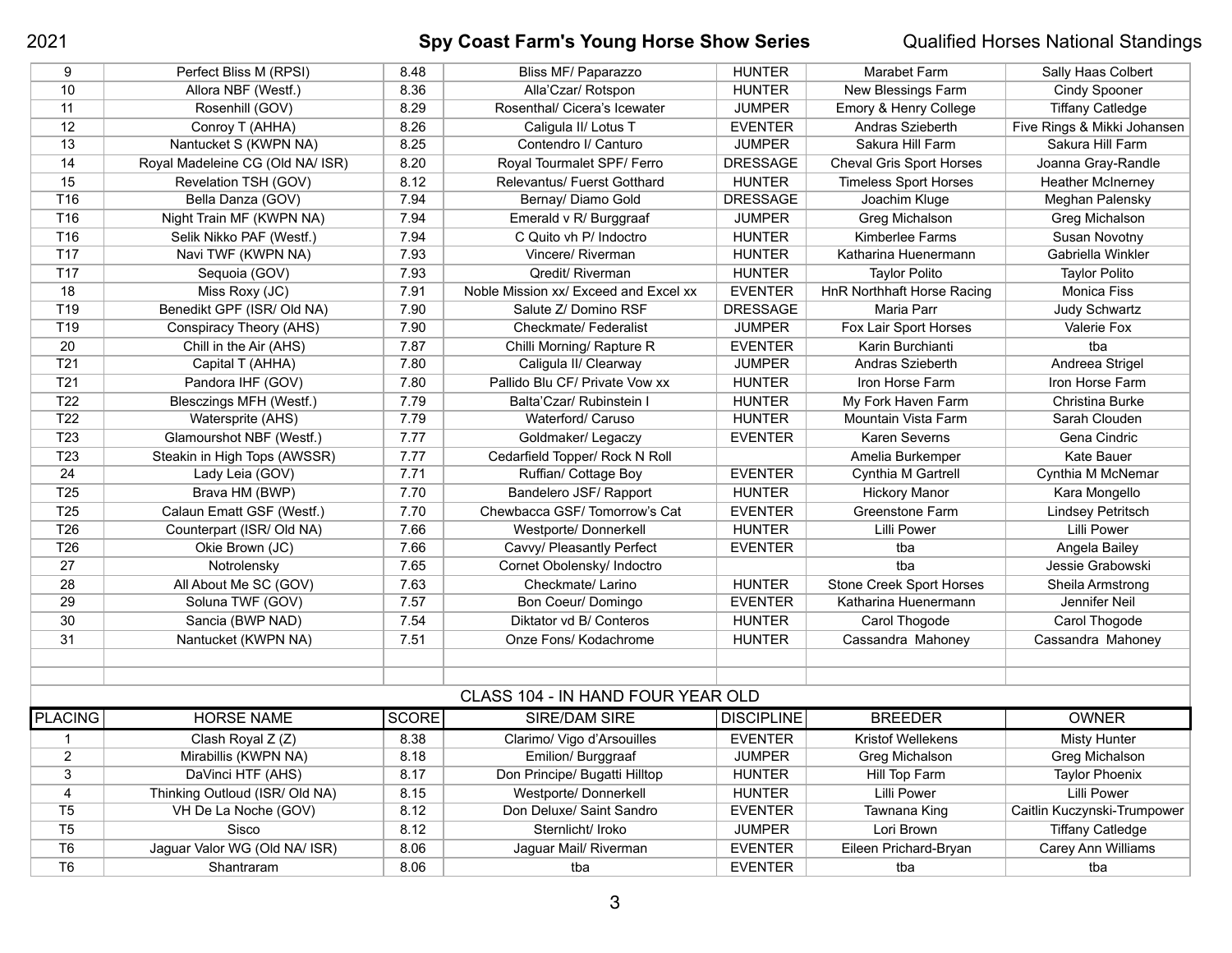| PLACING | HORSE NAME | SCORE | SIRE/DAM SIRE | DISCIPLINE | BREEDER | OWNER |
|---|---|---|---|---|---|---|
| 9 | Perfect Bliss M (RPSI) | 8.48 | Bliss MF/ Paparazzo | HUNTER | Marabet Farm | Sally Haas Colbert |
| 10 | Allora NBF (Westf.) | 8.36 | Alla'Czar/ Rotspon | HUNTER | New Blessings Farm | Cindy Spooner |
| 11 | Rosenhill (GOV) | 8.29 | Rosenthal/ Cicera's Icewater | JUMPER | Emory & Henry College | Tiffany Catledge |
| 12 | Conroy T (AHHA) | 8.26 | Caligula II/ Lotus T | EVENTER | Andras Szieberth | Five Rings & Mikki Johansen |
| 13 | Nantucket S (KWPN NA) | 8.25 | Contendro I/ Canturo | JUMPER | Sakura Hill Farm | Sakura Hill Farm |
| 14 | Royal Madeleine CG (Old NA/ ISR) | 8.20 | Royal Tourmalet SPF/ Ferro | DRESSAGE | Cheval Gris Sport Horses | Joanna Gray-Randle |
| 15 | Revelation TSH (GOV) | 8.12 | Relevantus/ Fuerst Gotthard | HUNTER | Timeless Sport Horses | Heather McInerney |
| T16 | Bella Danza (GOV) | 7.94 | Bernay/ Diamo Gold | DRESSAGE | Joachim Kluge | Meghan Palensky |
| T16 | Night Train MF (KWPN NA) | 7.94 | Emerald v R/ Burggraaf | JUMPER | Greg Michalson | Greg Michalson |
| T16 | Selik Nikko PAF (Westf.) | 7.94 | C Quito vh P/ Indoctro | HUNTER | Kimberlee Farms | Susan Novotny |
| T17 | Navi TWF (KWPN NA) | 7.93 | Vincere/ Riverman | HUNTER | Katharina Huenermann | Gabriella Winkler |
| T17 | Sequoia (GOV) | 7.93 | Qredit/ Riverman | HUNTER | Taylor Polito | Taylor Polito |
| 18 | Miss Roxy (JC) | 7.91 | Noble Mission xx/ Exceed and Excel xx | EVENTER | HnR Northhaft Horse Racing | Monica Fiss |
| T19 | Benedikt GPF (ISR/ Old NA) | 7.90 | Salute Z/ Domino RSF | DRESSAGE | Maria Parr | Judy Schwartz |
| T19 | Conspiracy Theory (AHS) | 7.90 | Checkmate/ Federalist | JUMPER | Fox Lair Sport Horses | Valerie Fox |
| 20 | Chill in the Air (AHS) | 7.87 | Chilli Morning/ Rapture R | EVENTER | Karin Burchianti | tba |
| T21 | Capital T (AHHA) | 7.80 | Caligula II/ Clearway | JUMPER | Andras Szieberth | Andreea Strigel |
| T21 | Pandora IHF (GOV) | 7.80 | Pallido Blu CF/ Private Vow xx | HUNTER | Iron Horse Farm | Iron Horse Farm |
| T22 | Blesczings MFH (Westf.) | 7.79 | Balta'Czar/ Rubinstein I | HUNTER | My Fork Haven Farm | Christina Burke |
| T22 | Watersprite (AHS) | 7.79 | Waterford/ Caruso | HUNTER | Mountain Vista Farm | Sarah Clouden |
| T23 | Glamourshot NBF (Westf.) | 7.77 | Goldmaker/ Legaczy | EVENTER | Karen Severns | Gena Cindric |
| T23 | Steakin in High Tops (AWSSR) | 7.77 | Cedarfield Topper/ Rock N Roll | | Amelia Burkemper | Kate Bauer |
| 24 | Lady Leia (GOV) | 7.71 | Ruffian/ Cottage Boy | EVENTER | Cynthia M Gartrell | Cynthia M McNemar |
| T25 | Brava HM (BWP) | 7.70 | Bandelero JSF/ Rapport | HUNTER | Hickory Manor | Kara Mongello |
| T25 | Calaun Ematt GSF (Westf.) | 7.70 | Chewbacca GSF/ Tomorrow's Cat | EVENTER | Greenstone Farm | Lindsey Petritsch |
| T26 | Counterpart (ISR/ Old NA) | 7.66 | Westporte/ Donnerkell | HUNTER | Lilli Power | Lilli Power |
| T26 | Okie Brown (JC) | 7.66 | Cavvy/ Pleasantly Perfect | EVENTER | tba | Angela Bailey |
| 27 | Notrolensky | 7.65 | Cornet Obolensky/ Indoctro | | tba | Jessie Grabowski |
| 28 | All About Me SC (GOV) | 7.63 | Checkmate/ Larino | HUNTER | Stone Creek Sport Horses | Sheila Armstrong |
| 29 | Soluna TWF (GOV) | 7.57 | Bon Coeur/ Domingo | EVENTER | Katharina Huenermann | Jennifer Neil |
| 30 | Sancia (BWP NAD) | 7.54 | Diktator vd B/ Conteros | HUNTER | Carol Thogode | Carol Thogode |
| 31 | Nantucket (KWPN NA) | 7.51 | Onze Fons/ Kodachrome | HUNTER | Cassandra Mahoney | Cassandra Mahoney |

## CLASS 104 - IN HAND FOUR YEAR OLD

| PLACING | HORSE NAME | SCORE | SIRE/DAM SIRE | DISCIPLINE | BREEDER | OWNER |
|---|---|---|---|---|---|---|
| 1 | Clash Royal Z (Z) | 8.38 | Clarimo/ Vigo d'Arsouilles | EVENTER | Kristof Wellekens | Misty Hunter |
| 2 | Mirabillis (KWPN NA) | 8.18 | Emilion/ Burggraaf | JUMPER | Greg Michalson | Greg Michalson |
| 3 | DaVinci HTF (AHS) | 8.17 | Don Principe/ Bugatti Hilltop | HUNTER | Hill Top Farm | Taylor Phoenix |
| 4 | Thinking Outloud (ISR/ Old NA) | 8.15 | Westporte/ Donnerkell | HUNTER | Lilli Power | Lilli Power |
| T5 | VH De La Noche (GOV) | 8.12 | Don Deluxe/ Saint Sandro | EVENTER | Tawnana King | Caitlin Kuczynski-Trumpower |
| T5 | Sisco | 8.12 | Sternlicht/ Iroko | JUMPER | Lori Brown | Tiffany Catledge |
| T6 | Jaguar Valor WG (Old NA/ ISR) | 8.06 | Jaguar Mail/ Riverman | EVENTER | Eileen Prichard-Bryan | Carey Ann Williams |
| T6 | Shantraram | 8.06 | tba | EVENTER | tba | tba |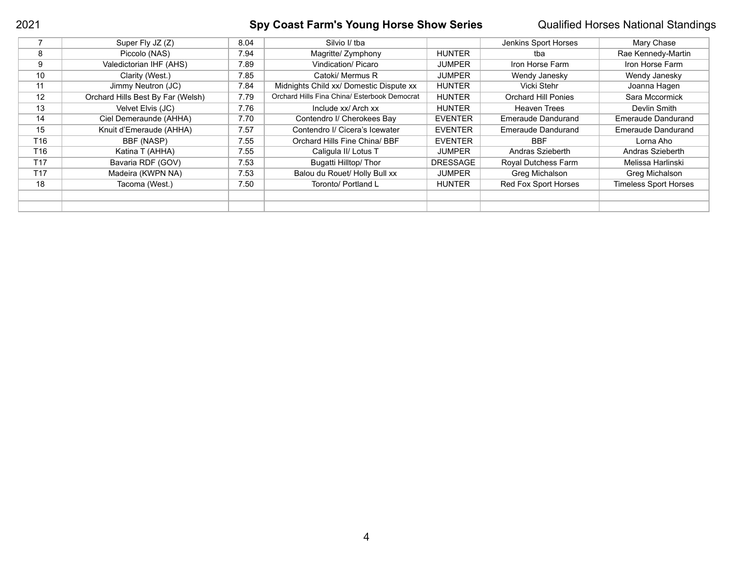| | | | | | | |
|---|---|---|---|---|---|---|
| 7 | Super Fly JZ (Z) | 8.04 | Silvio I/ tba | | Jenkins Sport Horses | Mary Chase |
| 8 | Piccolo (NAS) | 7.94 | Magritte/ Zymphony | HUNTER | tba | Rae Kennedy-Martin |
| 9 | Valedictorian IHF (AHS) | 7.89 | Vindication/ Picaro | JUMPER | Iron Horse Farm | Iron Horse Farm |
| 10 | Clarity (West.) | 7.85 | Catoki/ Mermus R | JUMPER | Wendy Janesky | Wendy Janesky |
| 11 | Jimmy Neutron (JC) | 7.84 | Midnights Child xx/ Domestic Dispute xx | HUNTER | Vicki Stehr | Joanna Hagen |
| 12 | Orchard Hills Best By Far (Welsh) | 7.79 | Orchard Hills Fina China/ Esterbook Democrat | HUNTER | Orchard Hill Ponies | Sara Mccormick |
| 13 | Velvet Elvis (JC) | 7.76 | Include xx/ Arch xx | HUNTER | Heaven Trees | Devlin Smith |
| 14 | Ciel Demeraunde (AHHA) | 7.70 | Contendro I/ Cherokees Bay | EVENTER | Emeraude Dandurand | Emeraude Dandurand |
| 15 | Knuit d'Emeraude (AHHA) | 7.57 | Contendro I/ Cicera's Icewater | EVENTER | Emeraude Dandurand | Emeraude Dandurand |
| T16 | BBF (NASP) | 7.55 | Orchard Hills Fine China/ BBF | EVENTER | BBF | Lorna Aho |
| T16 | Katina T (AHHA) | 7.55 | Caligula II/ Lotus T | JUMPER | Andras Szieberth | Andras Szieberth |
| T17 | Bavaria RDF (GOV) | 7.53 | Bugatti Hilltop/ Thor | DRESSAGE | Royal Dutchess Farm | Melissa Harlinski |
| T17 | Madeira (KWPN NA) | 7.53 | Balou du Rouet/ Holly Bull xx | JUMPER | Greg Michalson | Greg Michalson |
| 18 | Tacoma (West.) | 7.50 | Toronto/ Portland L | HUNTER | Red Fox Sport Horses | Timeless Sport Horses |
| | | | | | | |
| | | | | | | |